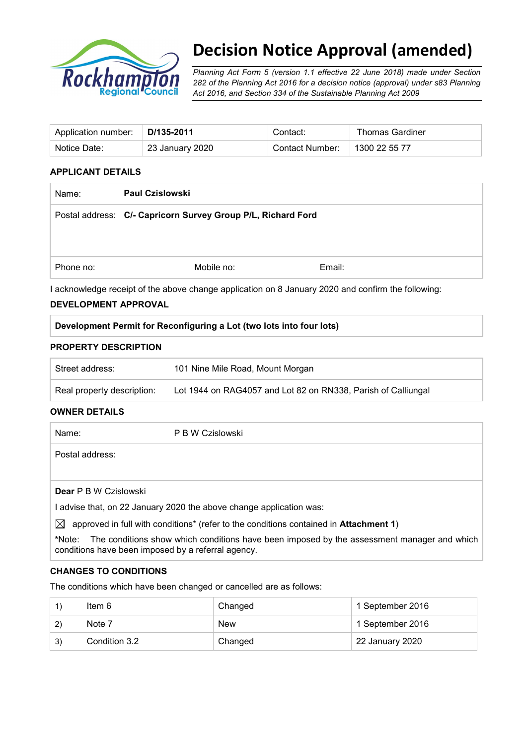# Decision Notice Approval (amended)

*Planning Act Form 5 (version 1.1 effective 22 June 2018) made under Section 282 of the Planning Act 2016 for a decision notice (approval) under s83 Planning Act 2016, and Section 334 of the Sustainable Planning Act 2009*

| Application number: | **D/135-2011** | Contact: | Thomas Gardiner |
|---|---|---|---|
| Notice Date: | 23 January 2020 | Contact Number: | 1300 22 55 77 |

## APPLICANT DETAILS

| | | | |
|---|---|---|---|
| Name: | **Paul Czislowski** | | |
| Postal address: | **C/- Capricorn Survey Group P/L, Richard Ford** | | |
| Phone no: | | Mobile no: | Email: |

I acknowledge receipt of the above change application on 8 January 2020 and confirm the following:

## DEVELOPMENT APPROVAL

**Development Permit for Reconfiguring a Lot (two lots into four lots)**

## PROPERTY DESCRIPTION

| | |
|---|---|
| Street address: | 101 Nine Mile Road, Mount Morgan |
| Real property description: | Lot 1944 on RAG4057 and Lot 82 on RN338, Parish of Calliungal |

## OWNER DETAILS

| | |
|---|---|
| Name: | P B W Czislowski |
| Postal address: | |

**Dear** P B W Czislowski

I advise that, on 22 January 2020 the above change application was:

☒ approved in full with conditions* (refer to the conditions contained in **Attachment 1**)

*Note: The conditions show which conditions have been imposed by the assessment manager and which conditions have been imposed by a referral agency.

## CHANGES TO CONDITIONS

The conditions which have been changed or cancelled are as follows:

| | | | |
|---|---|---|---|
| 1) | Item 6 | Changed | 1 September 2016 |
| 2) | Note 7 | New | 1 September 2016 |
| 3) | Condition 3.2 | Changed | 22 January 2020 |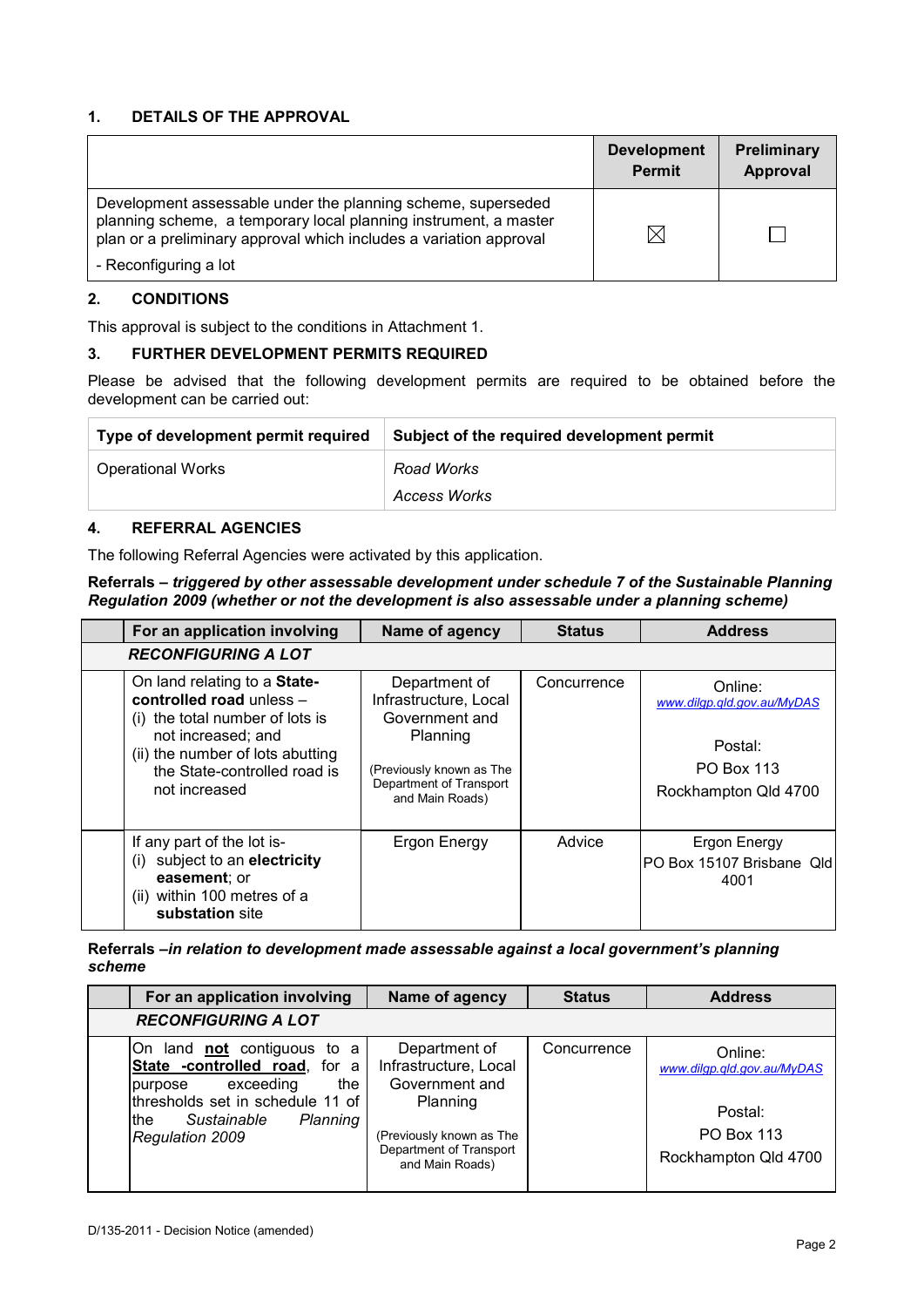## 1. DETAILS OF THE APPROVAL

| | Development Permit | Preliminary Approval |
|---|---|---|
| Development assessable under the planning scheme, superseded planning scheme, a temporary local planning instrument, a master plan or a preliminary approval which includes a variation approval<br>- Reconfiguring a lot | ☒ | ☐ |

## 2. CONDITIONS

This approval is subject to the conditions in Attachment 1.

## 3. FURTHER DEVELOPMENT PERMITS REQUIRED

Please be advised that the following development permits are required to be obtained before the development can be carried out:

| Type of development permit required | Subject of the required development permit |
|---|---|
| Operational Works | *Road Works*<br>*Access Works* |

## 4. REFERRAL AGENCIES

The following Referral Agencies were activated by this application.

**Referrals – *triggered by other assessable development under schedule 7 of the Sustainable Planning Regulation 2009 (whether or not the development is also assessable under a planning scheme)***

| | For an application involving | Name of agency | Status | Address |
|---|---|---|---|---|
| | ***RECONFIGURING A LOT*** | | | |
| | On land relating to a **State-controlled road** unless –<br>(i) the total number of lots is not increased; and<br>(ii) the number of lots abutting the State-controlled road is not increased | Department of Infrastructure, Local Government and Planning<br>(Previously known as The Department of Transport and Main Roads) | Concurrence | Online:<br>www.dilgp.qld.gov.au/MyDAS<br>Postal:<br>PO Box 113<br>Rockhampton Qld 4700 |
| | If any part of the lot is-<br>(i) subject to an **electricity easement**; or<br>(ii) within 100 metres of a **substation** site | Ergon Energy | Advice | Ergon Energy<br>PO Box 15107 Brisbane Qld 4001 |

**Referrals –*in relation to development made assessable against a local government's planning scheme***

| | For an application involving | Name of agency | Status | Address |
|---|---|---|---|---|
| | ***RECONFIGURING A LOT*** | | | |
| | On land **not** contiguous to a **State -controlled road**, for a purpose exceeding the thresholds set in schedule 11 of the *Sustainable Planning Regulation 2009* | Department of Infrastructure, Local Government and Planning<br>(Previously known as The Department of Transport and Main Roads) | Concurrence | Online:<br>www.dilgp.qld.gov.au/MyDAS<br>Postal:<br>PO Box 113<br>Rockhampton Qld 4700 |

D/135-2011 - Decision Notice (amended)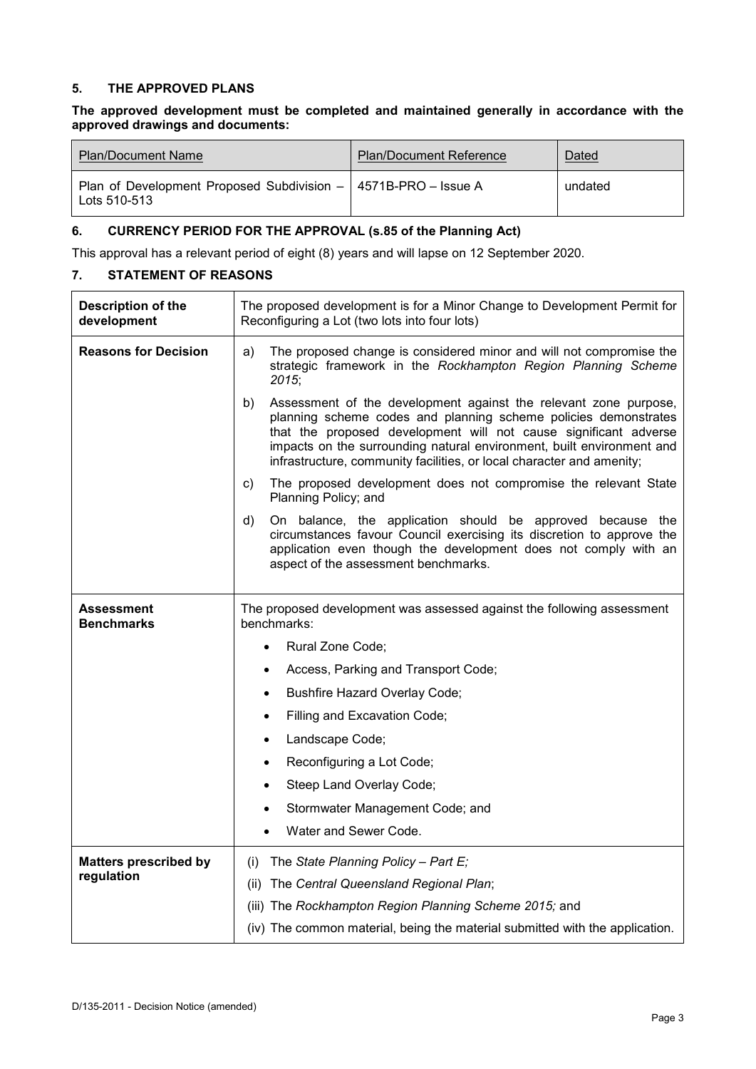## 5. THE APPROVED PLANS

**The approved development must be completed and maintained generally in accordance with the approved drawings and documents:**

| Plan/Document Name | Plan/Document Reference | Dated |
|---|---|---|
| Plan of Development Proposed Subdivision – Lots 510-513 | 4571B-PRO – Issue A | undated |

## 6. CURRENCY PERIOD FOR THE APPROVAL (s.85 of the Planning Act)

This approval has a relevant period of eight (8) years and will lapse on 12 September 2020.

## 7. STATEMENT OF REASONS

| | |
|---|---|
| **Description of the development** | The proposed development is for a Minor Change to Development Permit for Reconfiguring a Lot (two lots into four lots) |
| **Reasons for Decision** | a) The proposed change is considered minor and will not compromise the strategic framework in the *Rockhampton Region Planning Scheme 2015*;<br>b) Assessment of the development against the relevant zone purpose, planning scheme codes and planning scheme policies demonstrates that the proposed development will not cause significant adverse impacts on the surrounding natural environment, built environment and infrastructure, community facilities, or local character and amenity;<br>c) The proposed development does not compromise the relevant State Planning Policy; and<br>d) On balance, the application should be approved because the circumstances favour Council exercising its discretion to approve the application even though the development does not comply with an aspect of the assessment benchmarks. |
| **Assessment Benchmarks** | The proposed development was assessed against the following assessment benchmarks:<br>• Rural Zone Code;<br>• Access, Parking and Transport Code;<br>• Bushfire Hazard Overlay Code;<br>• Filling and Excavation Code;<br>• Landscape Code;<br>• Reconfiguring a Lot Code;<br>• Steep Land Overlay Code;<br>• Stormwater Management Code; and<br>• Water and Sewer Code. |
| **Matters prescribed by regulation** | (i) The *State Planning Policy – Part E;*<br>(ii) The *Central Queensland Regional Plan*;<br>(iii) The *Rockhampton Region Planning Scheme 2015;* and<br>(iv) The common material, being the material submitted with the application. |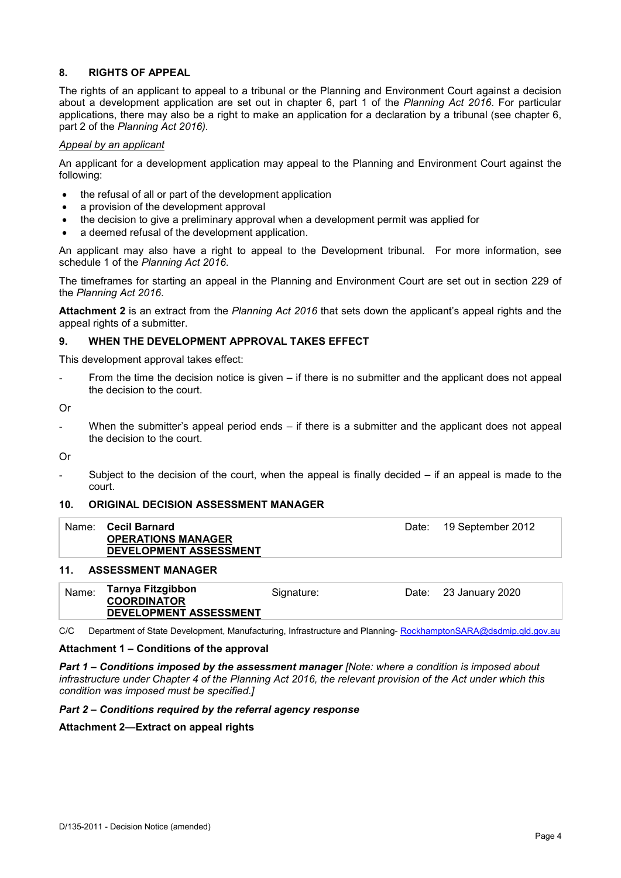## 8. RIGHTS OF APPEAL

The rights of an applicant to appeal to a tribunal or the Planning and Environment Court against a decision about a development application are set out in chapter 6, part 1 of the *Planning Act 2016*. For particular applications, there may also be a right to make an application for a declaration by a tribunal (see chapter 6, part 2 of the *Planning Act 2016).*

*Appeal by an applicant*

An applicant for a development application may appeal to the Planning and Environment Court against the following:

- the refusal of all or part of the development application
- a provision of the development approval
- the decision to give a preliminary approval when a development permit was applied for
- a deemed refusal of the development application.

An applicant may also have a right to appeal to the Development tribunal. For more information, see schedule 1 of the *Planning Act 2016*.

The timeframes for starting an appeal in the Planning and Environment Court are set out in section 229 of the *Planning Act 2016*.

**Attachment 2** is an extract from the *Planning Act 2016* that sets down the applicant's appeal rights and the appeal rights of a submitter.

## 9. WHEN THE DEVELOPMENT APPROVAL TAKES EFFECT

This development approval takes effect:

- From the time the decision notice is given – if there is no submitter and the applicant does not appeal the decision to the court.

Or

- When the submitter's appeal period ends – if there is a submitter and the applicant does not appeal the decision to the court.

Or

- Subject to the decision of the court, when the appeal is finally decided – if an appeal is made to the court.

## 10. ORIGINAL DECISION ASSESSMENT MANAGER

| Name: | **Cecil Barnard**<br>**OPERATIONS MANAGER**<br>**DEVELOPMENT ASSESSMENT** | Date: | 19 September 2012 |
|---|---|---|---|

## 11. ASSESSMENT MANAGER

| Name: | **Tarnya Fitzgibbon**<br>**COORDINATOR**<br>**DEVELOPMENT ASSESSMENT** | Signature: | Date: | 23 January 2020 |
|---|---|---|---|---|

C/C Department of State Development, Manufacturing, Infrastructure and Planning- RockhamptonSARA@dsdmip.qld.gov.au

**Attachment 1 – Conditions of the approval**

***Part 1 – Conditions imposed by the assessment manager*** *[Note: where a condition is imposed about infrastructure under Chapter 4 of the Planning Act 2016, the relevant provision of the Act under which this condition was imposed must be specified.]*

***Part 2 – Conditions required by the referral agency response***

**Attachment 2—Extract on appeal rights**

D/135-2011 - Decision Notice (amended)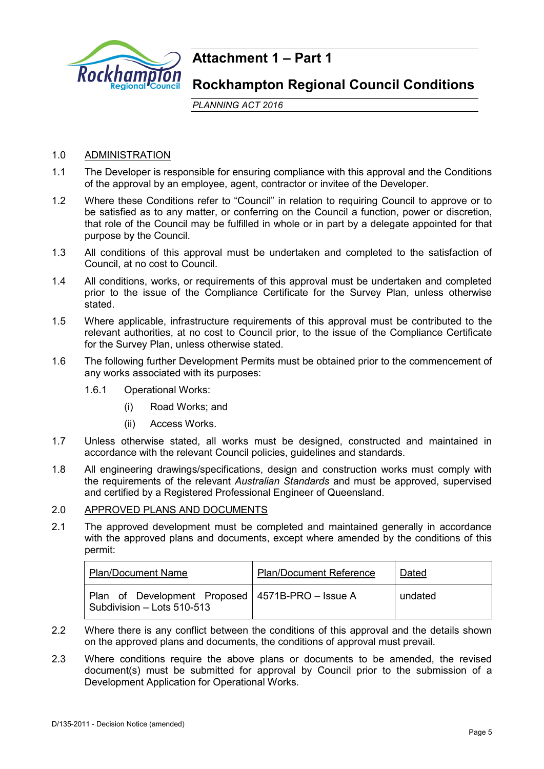# Attachment 1 – Part 1

## Rockhampton Regional Council Conditions

*PLANNING ACT 2016*

1.0 ADMINISTRATION

1.1 The Developer is responsible for ensuring compliance with this approval and the Conditions of the approval by an employee, agent, contractor or invitee of the Developer.

1.2 Where these Conditions refer to "Council" in relation to requiring Council to approve or to be satisfied as to any matter, or conferring on the Council a function, power or discretion, that role of the Council may be fulfilled in whole or in part by a delegate appointed for that purpose by the Council.

1.3 All conditions of this approval must be undertaken and completed to the satisfaction of Council, at no cost to Council.

1.4 All conditions, works, or requirements of this approval must be undertaken and completed prior to the issue of the Compliance Certificate for the Survey Plan, unless otherwise stated.

1.5 Where applicable, infrastructure requirements of this approval must be contributed to the relevant authorities, at no cost to Council prior, to the issue of the Compliance Certificate for the Survey Plan, unless otherwise stated.

1.6 The following further Development Permits must be obtained prior to the commencement of any works associated with its purposes:

1.6.1 Operational Works:

(i) Road Works; and

(ii) Access Works.

1.7 Unless otherwise stated, all works must be designed, constructed and maintained in accordance with the relevant Council policies, guidelines and standards.

1.8 All engineering drawings/specifications, design and construction works must comply with the requirements of the relevant *Australian Standards* and must be approved, supervised and certified by a Registered Professional Engineer of Queensland.

2.0 APPROVED PLANS AND DOCUMENTS

2.1 The approved development must be completed and maintained generally in accordance with the approved plans and documents, except where amended by the conditions of this permit:

| Plan/Document Name | Plan/Document Reference | Dated |
|---|---|---|
| Plan of Development Proposed Subdivision – Lots 510-513 | 4571B-PRO – Issue A | undated |

2.2 Where there is any conflict between the conditions of this approval and the details shown on the approved plans and documents, the conditions of approval must prevail.

2.3 Where conditions require the above plans or documents to be amended, the revised document(s) must be submitted for approval by Council prior to the submission of a Development Application for Operational Works.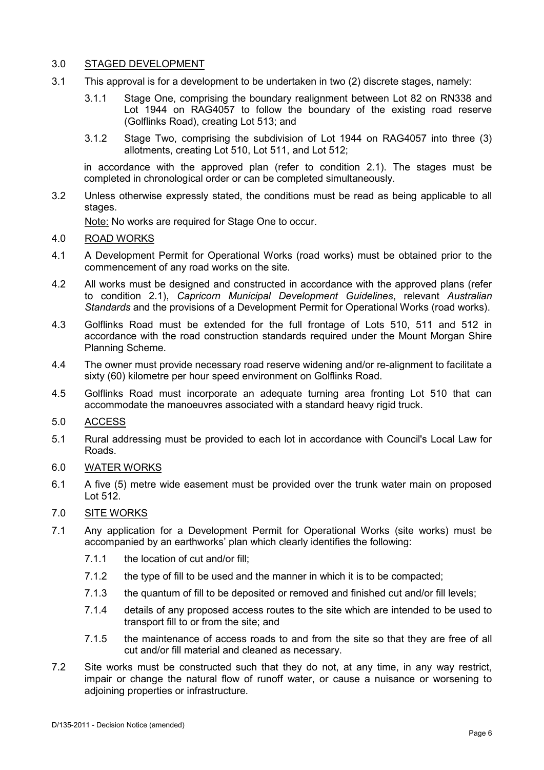## 3.0 STAGED DEVELOPMENT

3.1 This approval is for a development to be undertaken in two (2) discrete stages, namely:

3.1.1 Stage One, comprising the boundary realignment between Lot 82 on RN338 and Lot 1944 on RAG4057 to follow the boundary of the existing road reserve (Golflinks Road), creating Lot 513; and

3.1.2 Stage Two, comprising the subdivision of Lot 1944 on RAG4057 into three (3) allotments, creating Lot 510, Lot 511, and Lot 512;

in accordance with the approved plan (refer to condition 2.1). The stages must be completed in chronological order or can be completed simultaneously.

3.2 Unless otherwise expressly stated, the conditions must be read as being applicable to all stages.

Note: No works are required for Stage One to occur.

## 4.0 ROAD WORKS

4.1 A Development Permit for Operational Works (road works) must be obtained prior to the commencement of any road works on the site.

4.2 All works must be designed and constructed in accordance with the approved plans (refer to condition 2.1), *Capricorn Municipal Development Guidelines*, relevant *Australian Standards* and the provisions of a Development Permit for Operational Works (road works).

4.3 Golflinks Road must be extended for the full frontage of Lots 510, 511 and 512 in accordance with the road construction standards required under the Mount Morgan Shire Planning Scheme.

4.4 The owner must provide necessary road reserve widening and/or re-alignment to facilitate a sixty (60) kilometre per hour speed environment on Golflinks Road.

4.5 Golflinks Road must incorporate an adequate turning area fronting Lot 510 that can accommodate the manoeuvres associated with a standard heavy rigid truck.

## 5.0 ACCESS

5.1 Rural addressing must be provided to each lot in accordance with Council's Local Law for Roads.

## 6.0 WATER WORKS

6.1 A five (5) metre wide easement must be provided over the trunk water main on proposed Lot 512.

## 7.0 SITE WORKS

7.1 Any application for a Development Permit for Operational Works (site works) must be accompanied by an earthworks' plan which clearly identifies the following:

7.1.1 the location of cut and/or fill;

7.1.2 the type of fill to be used and the manner in which it is to be compacted;

7.1.3 the quantum of fill to be deposited or removed and finished cut and/or fill levels;

7.1.4 details of any proposed access routes to the site which are intended to be used to transport fill to or from the site; and

7.1.5 the maintenance of access roads to and from the site so that they are free of all cut and/or fill material and cleaned as necessary.

7.2 Site works must be constructed such that they do not, at any time, in any way restrict, impair or change the natural flow of runoff water, or cause a nuisance or worsening to adjoining properties or infrastructure.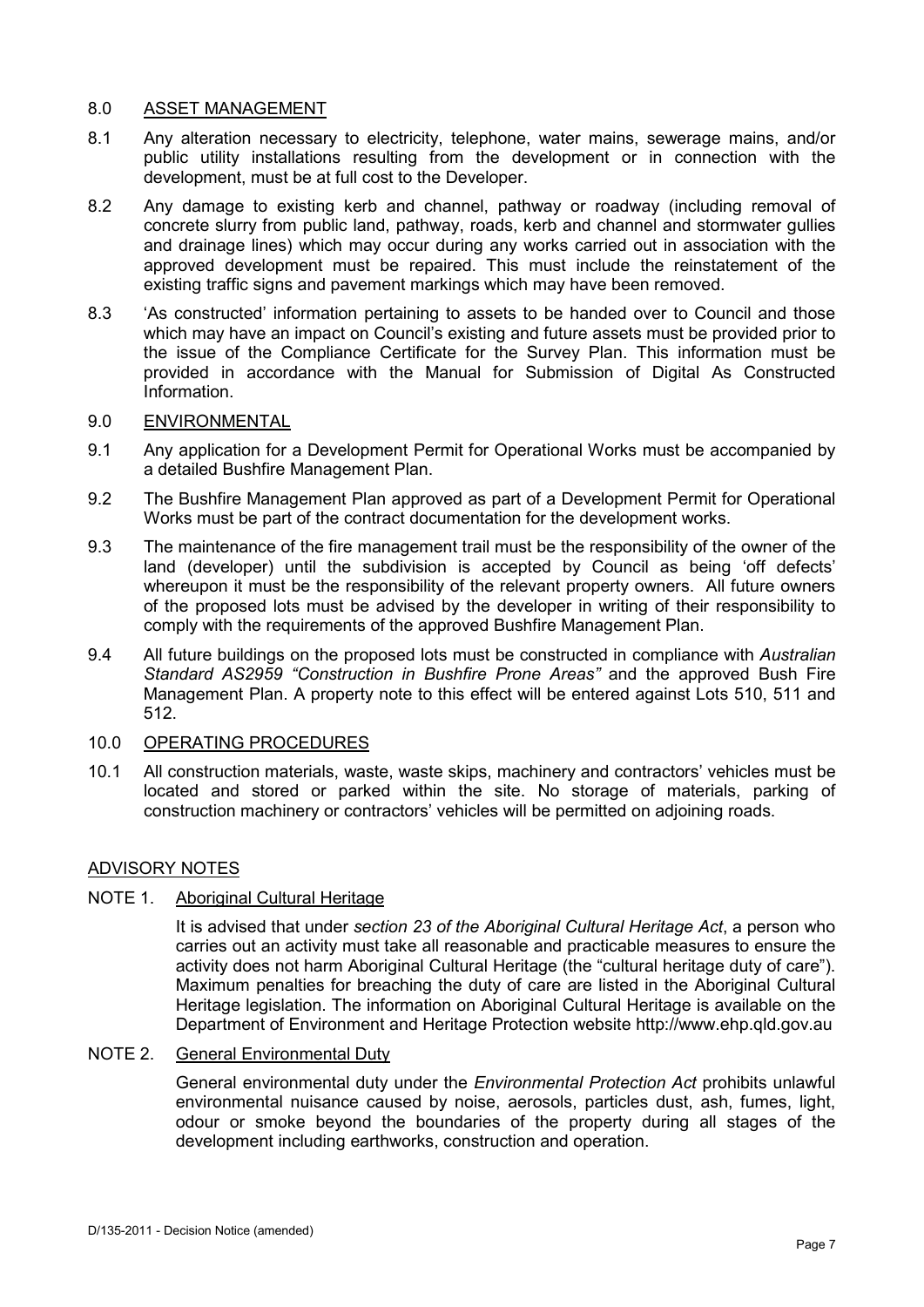## 8.0 ASSET MANAGEMENT

8.1 Any alteration necessary to electricity, telephone, water mains, sewerage mains, and/or public utility installations resulting from the development or in connection with the development, must be at full cost to the Developer.

8.2 Any damage to existing kerb and channel, pathway or roadway (including removal of concrete slurry from public land, pathway, roads, kerb and channel and stormwater gullies and drainage lines) which may occur during any works carried out in association with the approved development must be repaired. This must include the reinstatement of the existing traffic signs and pavement markings which may have been removed.

8.3 'As constructed' information pertaining to assets to be handed over to Council and those which may have an impact on Council's existing and future assets must be provided prior to the issue of the Compliance Certificate for the Survey Plan. This information must be provided in accordance with the Manual for Submission of Digital As Constructed Information.

## 9.0 ENVIRONMENTAL

9.1 Any application for a Development Permit for Operational Works must be accompanied by a detailed Bushfire Management Plan.

9.2 The Bushfire Management Plan approved as part of a Development Permit for Operational Works must be part of the contract documentation for the development works.

9.3 The maintenance of the fire management trail must be the responsibility of the owner of the land (developer) until the subdivision is accepted by Council as being 'off defects' whereupon it must be the responsibility of the relevant property owners. All future owners of the proposed lots must be advised by the developer in writing of their responsibility to comply with the requirements of the approved Bushfire Management Plan.

9.4 All future buildings on the proposed lots must be constructed in compliance with *Australian Standard AS2959 "Construction in Bushfire Prone Areas"* and the approved Bush Fire Management Plan. A property note to this effect will be entered against Lots 510, 511 and 512.

## 10.0 OPERATING PROCEDURES

10.1 All construction materials, waste, waste skips, machinery and contractors' vehicles must be located and stored or parked within the site. No storage of materials, parking of construction machinery or contractors' vehicles will be permitted on adjoining roads.

## ADVISORY NOTES

### NOTE 1. Aboriginal Cultural Heritage

It is advised that under *section 23 of the Aboriginal Cultural Heritage Act*, a person who carries out an activity must take all reasonable and practicable measures to ensure the activity does not harm Aboriginal Cultural Heritage (the "cultural heritage duty of care"). Maximum penalties for breaching the duty of care are listed in the Aboriginal Cultural Heritage legislation. The information on Aboriginal Cultural Heritage is available on the Department of Environment and Heritage Protection website http://www.ehp.qld.gov.au

### NOTE 2. General Environmental Duty

General environmental duty under the *Environmental Protection Act* prohibits unlawful environmental nuisance caused by noise, aerosols, particles dust, ash, fumes, light, odour or smoke beyond the boundaries of the property during all stages of the development including earthworks, construction and operation.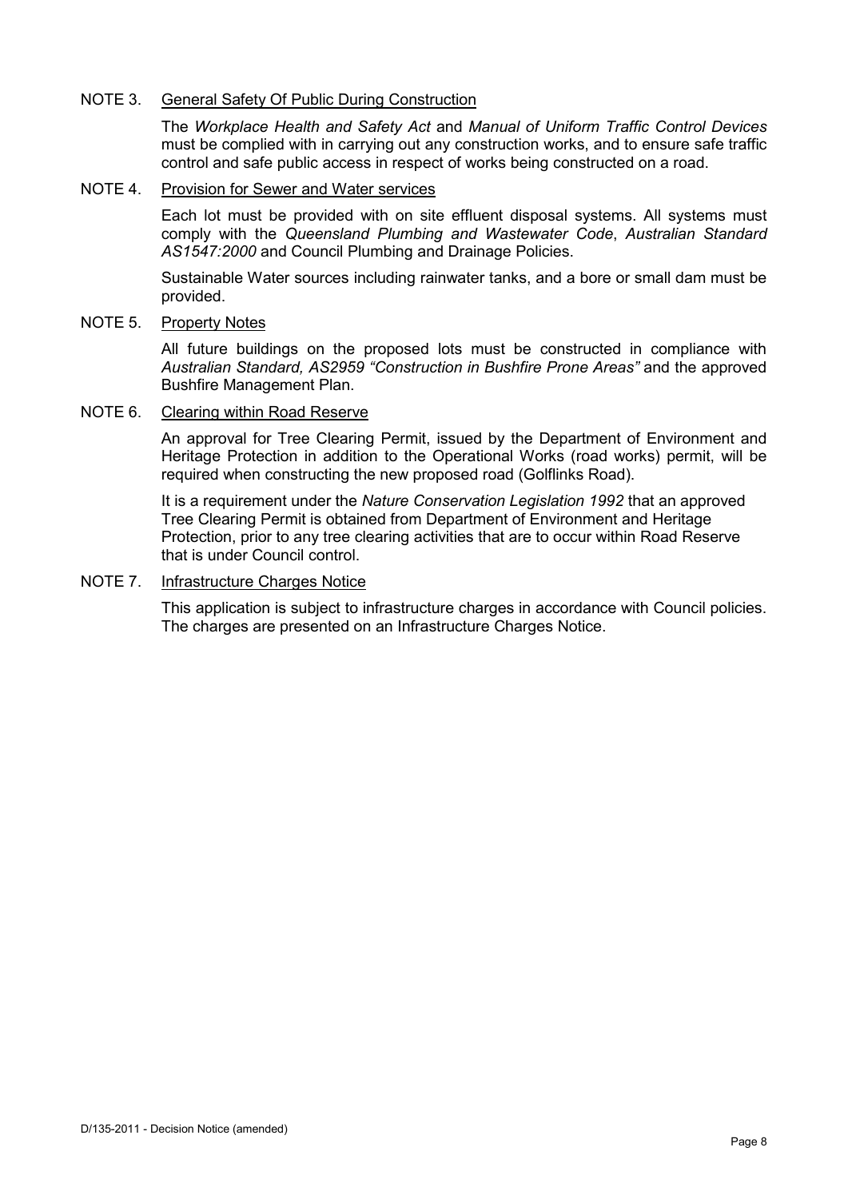NOTE 3. <u>General Safety Of Public During Construction</u>

The *Workplace Health and Safety Act* and *Manual of Uniform Traffic Control Devices* must be complied with in carrying out any construction works, and to ensure safe traffic control and safe public access in respect of works being constructed on a road.

NOTE 4. <u>Provision for Sewer and Water services</u>

Each lot must be provided with on site effluent disposal systems. All systems must comply with the *Queensland Plumbing and Wastewater Code*, *Australian Standard AS1547:2000* and Council Plumbing and Drainage Policies.

Sustainable Water sources including rainwater tanks, and a bore or small dam must be provided.

NOTE 5. <u>Property Notes</u>

All future buildings on the proposed lots must be constructed in compliance with *Australian Standard, AS2959 "Construction in Bushfire Prone Areas"* and the approved Bushfire Management Plan.

NOTE 6. <u>Clearing within Road Reserve</u>

An approval for Tree Clearing Permit, issued by the Department of Environment and Heritage Protection in addition to the Operational Works (road works) permit, will be required when constructing the new proposed road (Golflinks Road).

It is a requirement under the *Nature Conservation Legislation 1992* that an approved Tree Clearing Permit is obtained from Department of Environment and Heritage Protection, prior to any tree clearing activities that are to occur within Road Reserve that is under Council control.

NOTE 7. <u>Infrastructure Charges Notice</u>

This application is subject to infrastructure charges in accordance with Council policies. The charges are presented on an Infrastructure Charges Notice.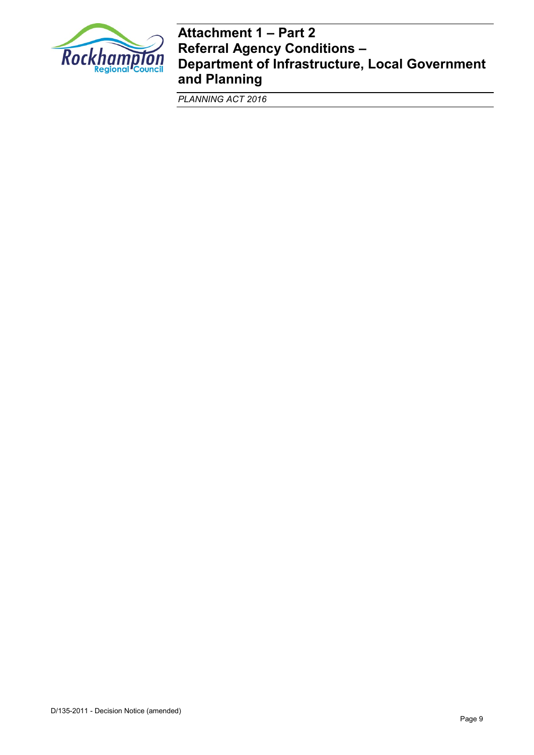# Attachment 1 – Part 2
# Referral Agency Conditions – Department of Infrastructure, Local Government and Planning

*PLANNING ACT 2016*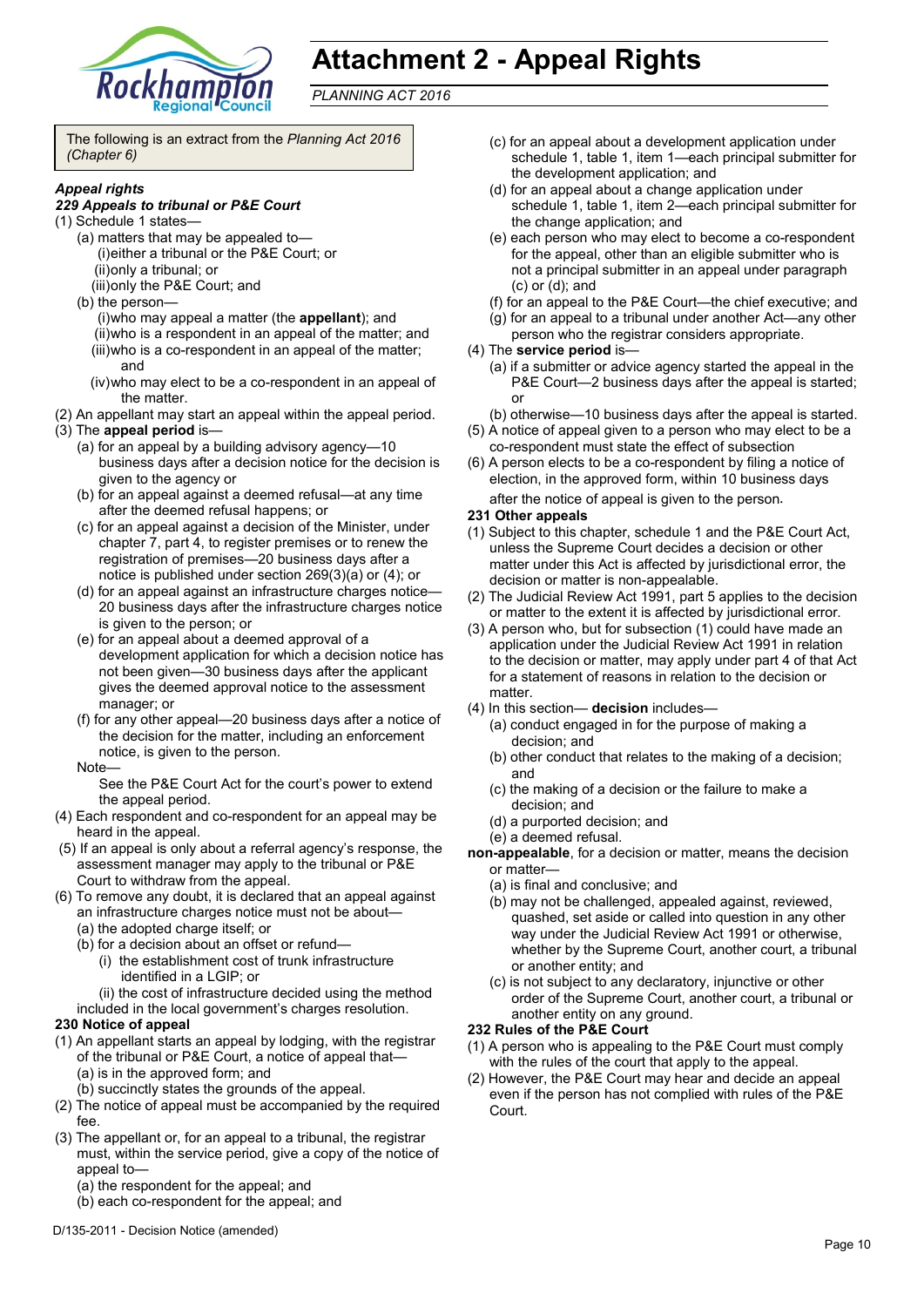# Attachment 2 - Appeal Rights

*PLANNING ACT 2016*

The following is an extract from the *Planning Act 2016 (Chapter 6)*

***Appeal rights***

***229 Appeals to tribunal or P&E Court***

(1) Schedule 1 states—

(a) matters that may be appealed to—

(i) either a tribunal or the P&E Court; or

(ii) only a tribunal; or

(iii) only the P&E Court; and

(b) the person—

(i) who may appeal a matter (the **appellant**); and

(ii) who is a respondent in an appeal of the matter; and

(iii) who is a co-respondent in an appeal of the matter; and

(iv) who may elect to be a co-respondent in an appeal of the matter.

(2) An appellant may start an appeal within the appeal period.

(3) The **appeal period** is—

(a) for an appeal by a building advisory agency—10 business days after a decision notice for the decision is given to the agency or

(b) for an appeal against a deemed refusal—at any time after the deemed refusal happens; or

(c) for an appeal against a decision of the Minister, under chapter 7, part 4, to register premises or to renew the registration of premises—20 business days after a notice is published under section 269(3)(a) or (4); or

(d) for an appeal against an infrastructure charges notice—20 business days after the infrastructure charges notice is given to the person; or

(e) for an appeal about a deemed approval of a development application for which a decision notice has not been given—30 business days after the applicant gives the deemed approval notice to the assessment manager; or

(f) for any other appeal—20 business days after a notice of the decision for the matter, including an enforcement notice, is given to the person.

Note—

See the P&E Court Act for the court's power to extend the appeal period.

(4) Each respondent and co-respondent for an appeal may be heard in the appeal.

(5) If an appeal is only about a referral agency's response, the assessment manager may apply to the tribunal or P&E Court to withdraw from the appeal.

(6) To remove any doubt, it is declared that an appeal against an infrastructure charges notice must not be about—

(a) the adopted charge itself; or

(b) for a decision about an offset or refund—

(i) the establishment cost of trunk infrastructure identified in a LGIP; or

(ii) the cost of infrastructure decided using the method included in the local government's charges resolution.

**230 Notice of appeal**

(1) An appellant starts an appeal by lodging, with the registrar of the tribunal or P&E Court, a notice of appeal that—

(a) is in the approved form; and

(b) succinctly states the grounds of the appeal.

(2) The notice of appeal must be accompanied by the required fee.

(3) The appellant or, for an appeal to a tribunal, the registrar must, within the service period, give a copy of the notice of appeal to—

(a) the respondent for the appeal; and

(b) each co-respondent for the appeal; and

(c) for an appeal about a development application under schedule 1, table 1, item 1—each principal submitter for the development application; and

(d) for an appeal about a change application under schedule 1, table 1, item 2—each principal submitter for the change application; and

(e) each person who may elect to become a co-respondent for the appeal, other than an eligible submitter who is not a principal submitter in an appeal under paragraph (c) or (d); and

(f) for an appeal to the P&E Court—the chief executive; and

(g) for an appeal to a tribunal under another Act—any other person who the registrar considers appropriate.

(4) The **service period** is—

(a) if a submitter or advice agency started the appeal in the P&E Court—2 business days after the appeal is started; or

(b) otherwise—10 business days after the appeal is started.

(5) A notice of appeal given to a person who may elect to be a co-respondent must state the effect of subsection

(6) A person elects to be a co-respondent by filing a notice of election, in the approved form, within 10 business days after the notice of appeal is given to the person.

**231 Other appeals**

(1) Subject to this chapter, schedule 1 and the P&E Court Act, unless the Supreme Court decides a decision or other matter under this Act is affected by jurisdictional error, the decision or matter is non-appealable.

(2) The Judicial Review Act 1991, part 5 applies to the decision or matter to the extent it is affected by jurisdictional error.

(3) A person who, but for subsection (1) could have made an application under the Judicial Review Act 1991 in relation to the decision or matter, may apply under part 4 of that Act for a statement of reasons in relation to the decision or matter.

(4) In this section— **decision** includes—

(a) conduct engaged in for the purpose of making a decision; and

(b) other conduct that relates to the making of a decision; and

(c) the making of a decision or the failure to make a decision; and

(d) a purported decision; and

(e) a deemed refusal.

**non-appealable**, for a decision or matter, means the decision or matter—

(a) is final and conclusive; and

(b) may not be challenged, appealed against, reviewed, quashed, set aside or called into question in any other way under the Judicial Review Act 1991 or otherwise, whether by the Supreme Court, another court, a tribunal or another entity; and

(c) is not subject to any declaratory, injunctive or other order of the Supreme Court, another court, a tribunal or another entity on any ground.

**232 Rules of the P&E Court**

(1) A person who is appealing to the P&E Court must comply with the rules of the court that apply to the appeal.

(2) However, the P&E Court may hear and decide an appeal even if the person has not complied with rules of the P&E Court.

D/135-2011 - Decision Notice (amended)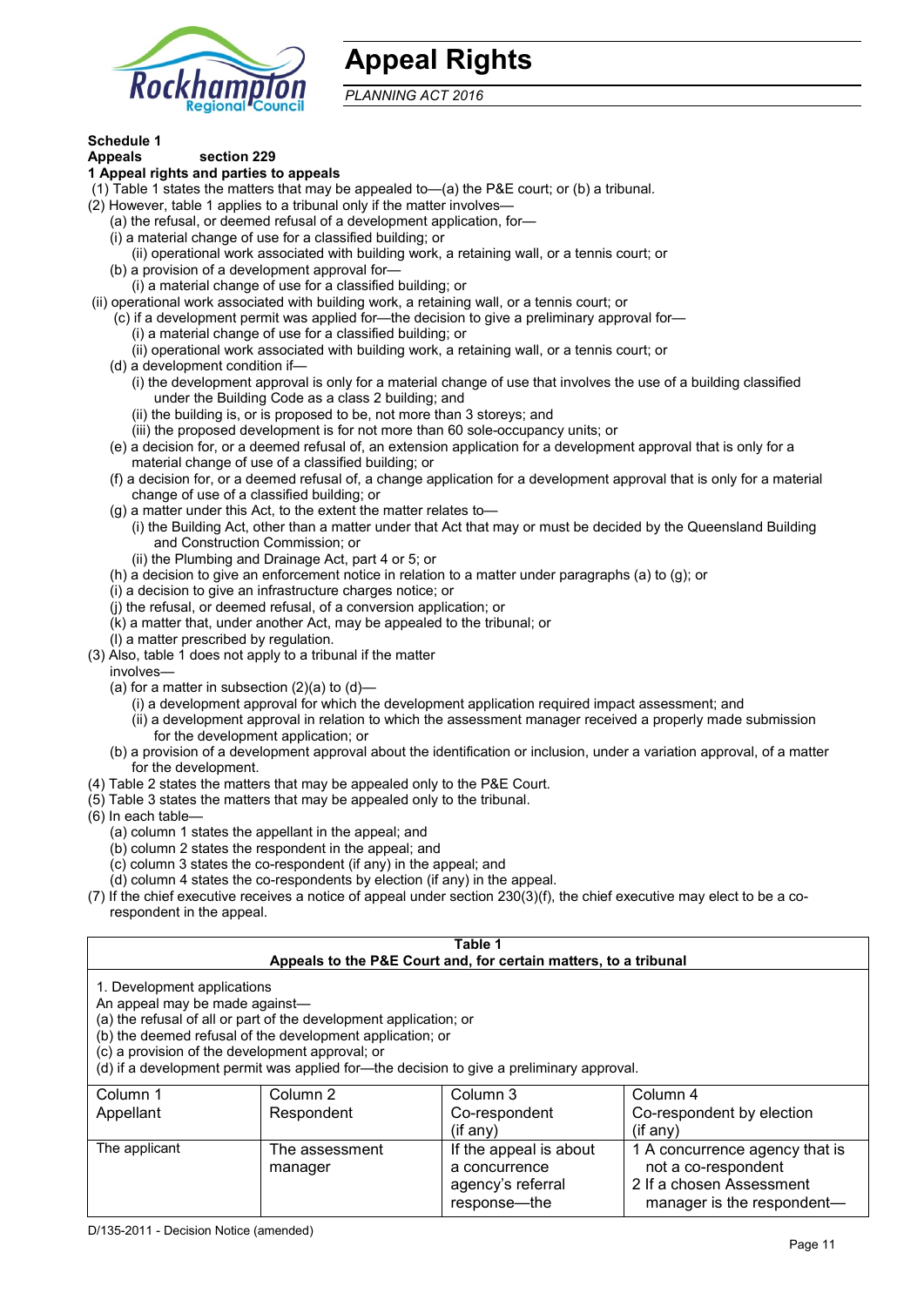# Appeal Rights

*PLANNING ACT 2016*

**Schedule 1**
**Appeals section 229**

**1 Appeal rights and parties to appeals**

(1) Table 1 states the matters that may be appealed to—(a) the P&E court; or (b) a tribunal.

(2) However, table 1 applies to a tribunal only if the matter involves—

(a) the refusal, or deemed refusal of a development application, for—

(i) a material change of use for a classified building; or

(ii) operational work associated with building work, a retaining wall, or a tennis court; or

(b) a provision of a development approval for—

(i) a material change of use for a classified building; or

(ii) operational work associated with building work, a retaining wall, or a tennis court; or

(c) if a development permit was applied for—the decision to give a preliminary approval for—

(i) a material change of use for a classified building; or

(ii) operational work associated with building work, a retaining wall, or a tennis court; or

(d) a development condition if—

(i) the development approval is only for a material change of use that involves the use of a building classified under the Building Code as a class 2 building; and

(ii) the building is, or is proposed to be, not more than 3 storeys; and

(iii) the proposed development is for not more than 60 sole-occupancy units; or

(e) a decision for, or a deemed refusal of, an extension application for a development approval that is only for a material change of use of a classified building; or

(f) a decision for, or a deemed refusal of, a change application for a development approval that is only for a material change of use of a classified building; or

(g) a matter under this Act, to the extent the matter relates to—

(i) the Building Act, other than a matter under that Act that may or must be decided by the Queensland Building and Construction Commission; or

(ii) the Plumbing and Drainage Act, part 4 or 5; or

(h) a decision to give an enforcement notice in relation to a matter under paragraphs (a) to (g); or

(i) a decision to give an infrastructure charges notice; or

(j) the refusal, or deemed refusal, of a conversion application; or

(k) a matter that, under another Act, may be appealed to the tribunal; or

(l) a matter prescribed by regulation.

(3) Also, table 1 does not apply to a tribunal if the matter involves—

(a) for a matter in subsection (2)(a) to (d)—

(i) a development approval for which the development application required impact assessment; and

(ii) a development approval in relation to which the assessment manager received a properly made submission for the development application; or

(b) a provision of a development approval about the identification or inclusion, under a variation approval, of a matter for the development.

(4) Table 2 states the matters that may be appealed only to the P&E Court.

(5) Table 3 states the matters that may be appealed only to the tribunal.

(6) In each table—

(a) column 1 states the appellant in the appeal; and

(b) column 2 states the respondent in the appeal; and

(c) column 3 states the co-respondent (if any) in the appeal; and

(d) column 4 states the co-respondents by election (if any) in the appeal.

(7) If the chief executive receives a notice of appeal under section 230(3)(f), the chief executive may elect to be a co-respondent in the appeal.

**Table 1**
**Appeals to the P&E Court and, for certain matters, to a tribunal**

1. Development applications
An appeal may be made against—
(a) the refusal of all or part of the development application; or
(b) the deemed refusal of the development application; or
(c) a provision of the development approval; or
(d) if a development permit was applied for—the decision to give a preliminary approval.

| Column 1<br>Appellant | Column 2<br>Respondent | Column 3<br>Co-respondent<br>(if any) | Column 4<br>Co-respondent by election<br>(if any) |
|---|---|---|---|
| The applicant | The assessment manager | If the appeal is about a concurrence agency's referral response—the | 1 A concurrence agency that is not a co-respondent<br>2 If a chosen Assessment manager is the respondent— |

D/135-2011 - Decision Notice (amended)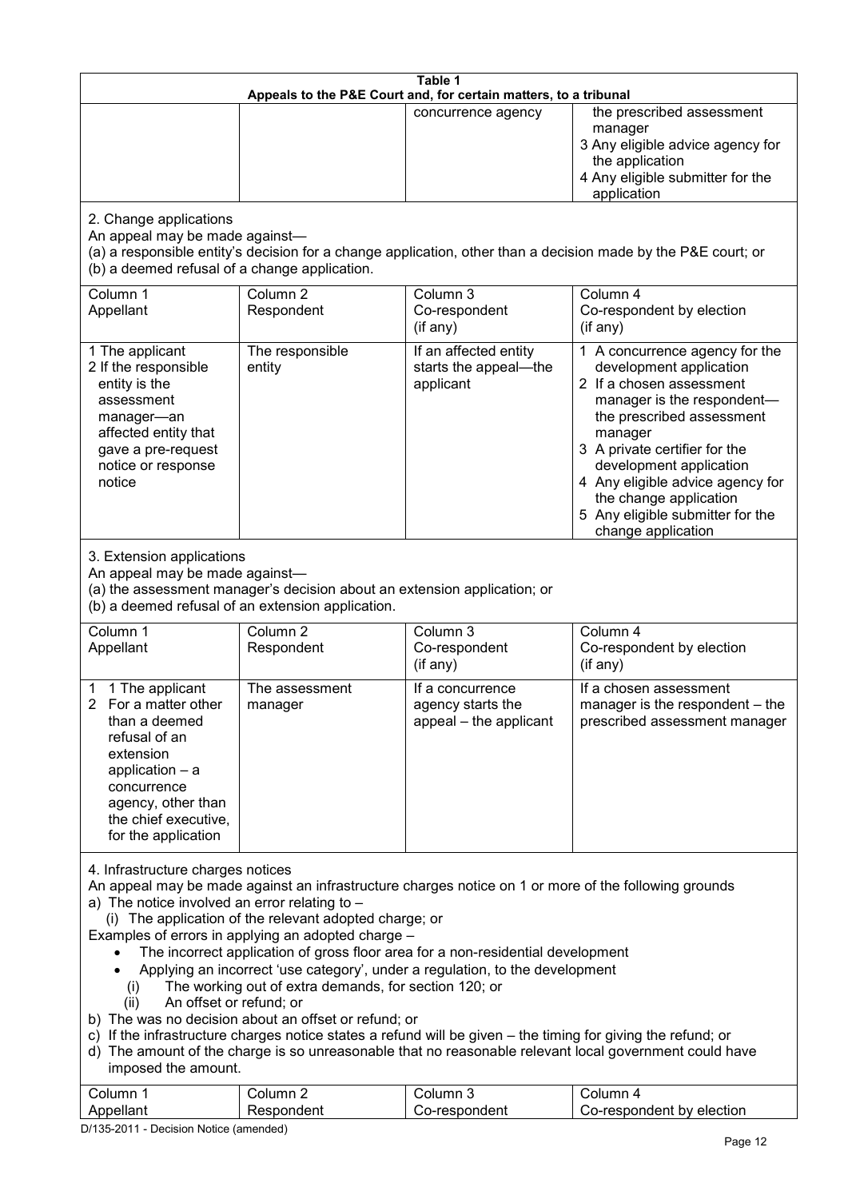**Table 1**
**Appeals to the P&E Court and, for certain matters, to a tribunal**

| | | | |
|---|---|---|---|
| | | concurrence agency | the prescribed assessment manager<br>3 Any eligible advice agency for the application<br>4 Any eligible submitter for the application |

2. Change applications

An appeal may be made against—

(a) a responsible entity's decision for a change application, other than a decision made by the P&E court; or

(b) a deemed refusal of a change application.

| Column 1<br>Appellant | Column 2<br>Respondent | Column 3<br>Co-respondent<br>(if any) | Column 4<br>Co-respondent by election<br>(if any) |
|---|---|---|---|
| 1 The applicant<br>2 If the responsible entity is the assessment manager—an affected entity that gave a pre-request notice or response notice | The responsible entity | If an affected entity starts the appeal—the applicant | 1 A concurrence agency for the development application<br>2 If a chosen assessment manager is the respondent—the prescribed assessment manager<br>3 A private certifier for the development application<br>4 Any eligible advice agency for the change application<br>5 Any eligible submitter for the change application |

3. Extension applications

An appeal may be made against—

(a) the assessment manager's decision about an extension application; or

(b) a deemed refusal of an extension application.

| Column 1<br>Appellant | Column 2<br>Respondent | Column 3<br>Co-respondent<br>(if any) | Column 4<br>Co-respondent by election<br>(if any) |
|---|---|---|---|
| 1 1 The applicant<br>2 For a matter other than a deemed refusal of an extension application – a concurrence agency, other than the chief executive, for the application | The assessment manager | If a concurrence agency starts the appeal – the applicant | If a chosen assessment manager is the respondent – the prescribed assessment manager |

4. Infrastructure charges notices

An appeal may be made against an infrastructure charges notice on 1 or more of the following grounds

a) The notice involved an error relating to –
   (i) The application of the relevant adopted charge; or

Examples of errors in applying an adopted charge –

- The incorrect application of gross floor area for a non-residential development
- Applying an incorrect 'use category', under a regulation, to the development
   (i) The working out of extra demands, for section 120; or
   (ii) An offset or refund; or

b) The was no decision about an offset or refund; or

c) If the infrastructure charges notice states a refund will be given – the timing for giving the refund; or

d) The amount of the charge is so unreasonable that no reasonable relevant local government could have imposed the amount.

| Column 1<br>Appellant | Column 2<br>Respondent | Column 3<br>Co-respondent | Column 4<br>Co-respondent by election |
|---|---|---|---|

D/135-2011 - Decision Notice (amended)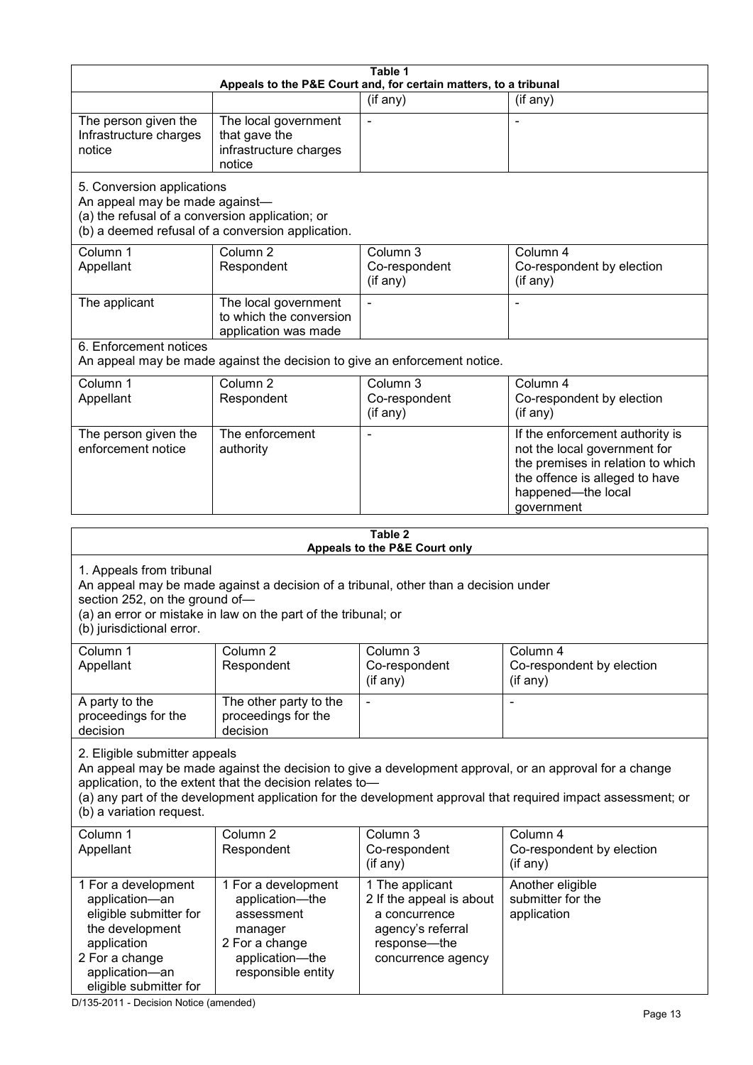**Table 1**
**Appeals to the P&E Court and, for certain matters, to a tribunal**

| | | (if any) | (if any) |
|---|---|---|---|
| The person given the Infrastructure charges notice | The local government that gave the infrastructure charges notice | - | - |

5. Conversion applications
An appeal may be made against—
(a) the refusal of a conversion application; or
(b) a deemed refusal of a conversion application.

| Column 1<br>Appellant | Column 2<br>Respondent | Column 3<br>Co-respondent<br>(if any) | Column 4<br>Co-respondent by election<br>(if any) |
|---|---|---|---|
| The applicant | The local government to which the conversion application was made | - | - |

6. Enforcement notices
An appeal may be made against the decision to give an enforcement notice.

| Column 1<br>Appellant | Column 2<br>Respondent | Column 3<br>Co-respondent<br>(if any) | Column 4<br>Co-respondent by election<br>(if any) |
|---|---|---|---|
| The person given the enforcement notice | The enforcement authority | - | If the enforcement authority is not the local government for the premises in relation to which the offence is alleged to have happened—the local government |

**Table 2**
**Appeals to the P&E Court only**

1. Appeals from tribunal
An appeal may be made against a decision of a tribunal, other than a decision under section 252, on the ground of—
(a) an error or mistake in law on the part of the tribunal; or
(b) jurisdictional error.

| Column 1<br>Appellant | Column 2<br>Respondent | Column 3<br>Co-respondent<br>(if any) | Column 4<br>Co-respondent by election<br>(if any) |
|---|---|---|---|
| A party to the proceedings for the decision | The other party to the proceedings for the decision | - | - |

2. Eligible submitter appeals
An appeal may be made against the decision to give a development approval, or an approval for a change application, to the extent that the decision relates to—
(a) any part of the development application for the development approval that required impact assessment; or
(b) a variation request.

| Column 1<br>Appellant | Column 2<br>Respondent | Column 3<br>Co-respondent<br>(if any) | Column 4<br>Co-respondent by election<br>(if any) |
|---|---|---|---|
| 1 For a development application—an eligible submitter for the development application<br>2 For a change application—an eligible submitter for | 1 For a development application—the assessment manager<br>2 For a change application—the responsible entity | 1 The applicant<br>2 If the appeal is about a concurrence agency's referral response—the concurrence agency | Another eligible submitter for the application |

D/135-2011 - Decision Notice (amended)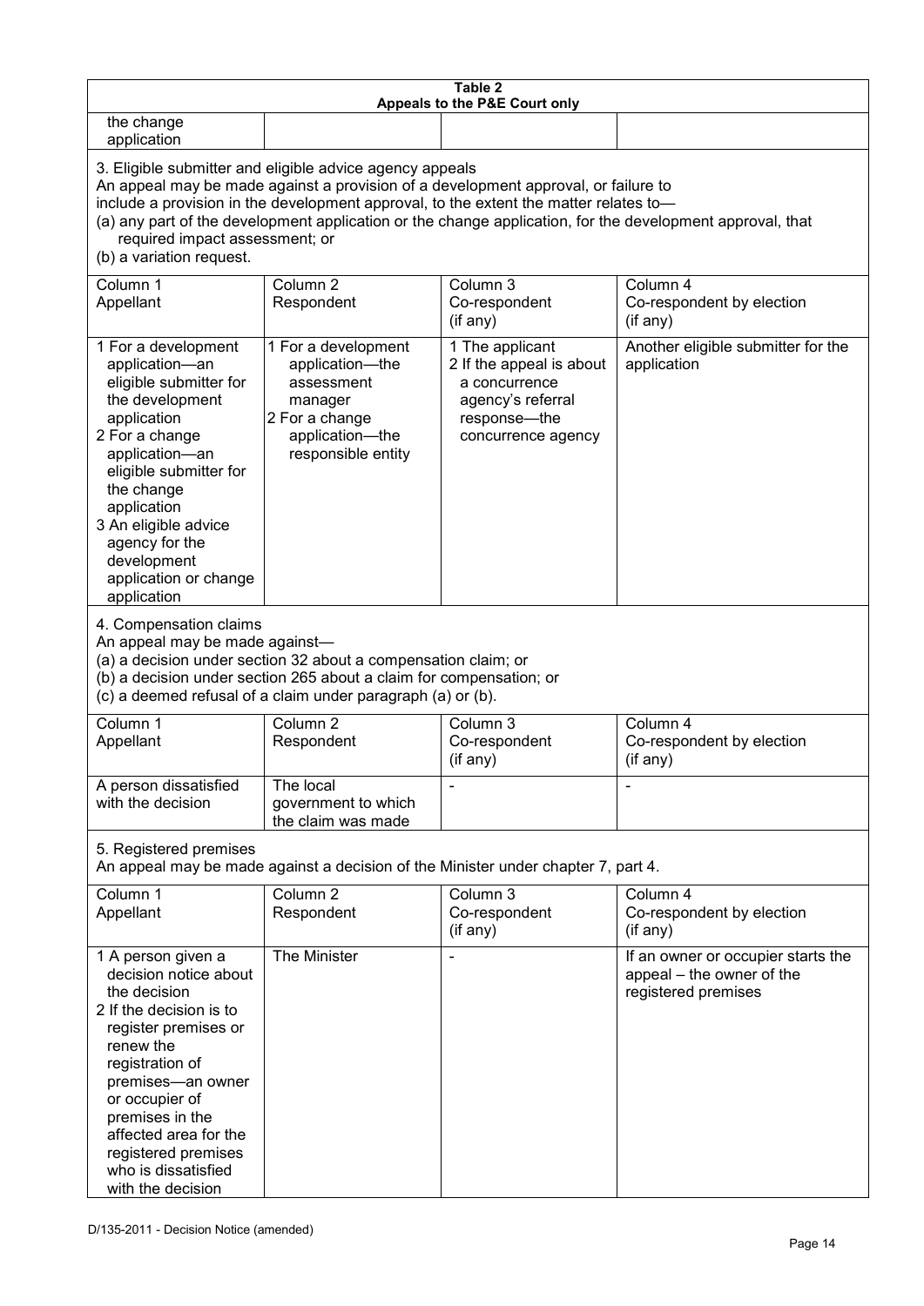**Table 2**
**Appeals to the P&E Court only**

| | | | |
|---|---|---|---|
| the change application | | | |

3. Eligible submitter and eligible advice agency appeals

An appeal may be made against a provision of a development approval, or failure to include a provision in the development approval, to the extent the matter relates to—

(a) any part of the development application or the change application, for the development approval, that required impact assessment; or

(b) a variation request.

| Column 1<br>Appellant | Column 2<br>Respondent | Column 3<br>Co-respondent<br>(if any) | Column 4<br>Co-respondent by election<br>(if any) |
|---|---|---|---|
| 1 For a development application—an eligible submitter for the development application<br>2 For a change application—an eligible submitter for the change application<br>3 An eligible advice agency for the development application or change application | 1 For a development application—the assessment manager<br>2 For a change application—the responsible entity | 1 The applicant<br>2 If the appeal is about a concurrence agency's referral response—the concurrence agency | Another eligible submitter for the application |

4. Compensation claims

An appeal may be made against—

(a) a decision under section 32 about a compensation claim; or

(b) a decision under section 265 about a claim for compensation; or

(c) a deemed refusal of a claim under paragraph (a) or (b).

| Column 1<br>Appellant | Column 2<br>Respondent | Column 3<br>Co-respondent<br>(if any) | Column 4<br>Co-respondent by election<br>(if any) |
|---|---|---|---|
| A person dissatisfied with the decision | The local government to which the claim was made | - | - |

5. Registered premises

An appeal may be made against a decision of the Minister under chapter 7, part 4.

| Column 1<br>Appellant | Column 2<br>Respondent | Column 3<br>Co-respondent<br>(if any) | Column 4<br>Co-respondent by election<br>(if any) |
|---|---|---|---|
| 1 A person given a decision notice about the decision<br>2 If the decision is to register premises or renew the registration of premises—an owner or occupier of premises in the affected area for the registered premises who is dissatisfied with the decision | The Minister | - | If an owner or occupier starts the appeal – the owner of the registered premises |

D/135-2011 - Decision Notice (amended)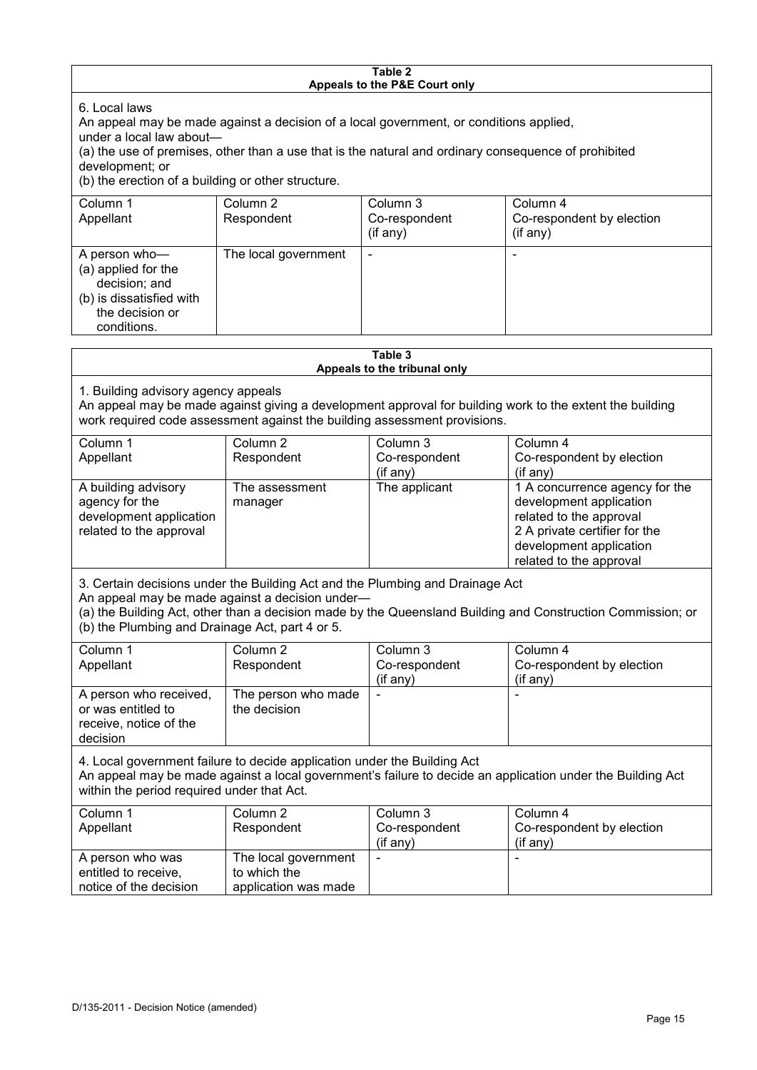**Table 2**
**Appeals to the P&E Court only**

6. Local laws
An appeal may be made against a decision of a local government, or conditions applied, under a local law about—
(a) the use of premises, other than a use that is the natural and ordinary consequence of prohibited development; or
(b) the erection of a building or other structure.

| Column 1 Appellant | Column 2 Respondent | Column 3 Co-respondent (if any) | Column 4 Co-respondent by election (if any) |
|---|---|---|---|
| A person who— (a) applied for the decision; and (b) is dissatisfied with the decision or conditions. | The local government | - | - |

**Table 3**
**Appeals to the tribunal only**

1. Building advisory agency appeals
An appeal may be made against giving a development approval for building work to the extent the building work required code assessment against the building assessment provisions.

| Column 1 Appellant | Column 2 Respondent | Column 3 Co-respondent (if any) | Column 4 Co-respondent by election (if any) |
|---|---|---|---|
| A building advisory agency for the development application related to the approval | The assessment manager | The applicant | 1 A concurrence agency for the development application related to the approval 2 A private certifier for the development application related to the approval |

3. Certain decisions under the Building Act and the Plumbing and Drainage Act
An appeal may be made against a decision under—
(a) the Building Act, other than a decision made by the Queensland Building and Construction Commission; or
(b) the Plumbing and Drainage Act, part 4 or 5.

| Column 1 Appellant | Column 2 Respondent | Column 3 Co-respondent (if any) | Column 4 Co-respondent by election (if any) |
|---|---|---|---|
| A person who received, or was entitled to receive, notice of the decision | The person who made the decision | - | - |

4. Local government failure to decide application under the Building Act
An appeal may be made against a local government's failure to decide an application under the Building Act within the period required under that Act.

| Column 1 Appellant | Column 2 Respondent | Column 3 Co-respondent (if any) | Column 4 Co-respondent by election (if any) |
|---|---|---|---|
| A person who was entitled to receive, notice of the decision | The local government to which the application was made | - | - |

D/135-2011 - Decision Notice (amended)